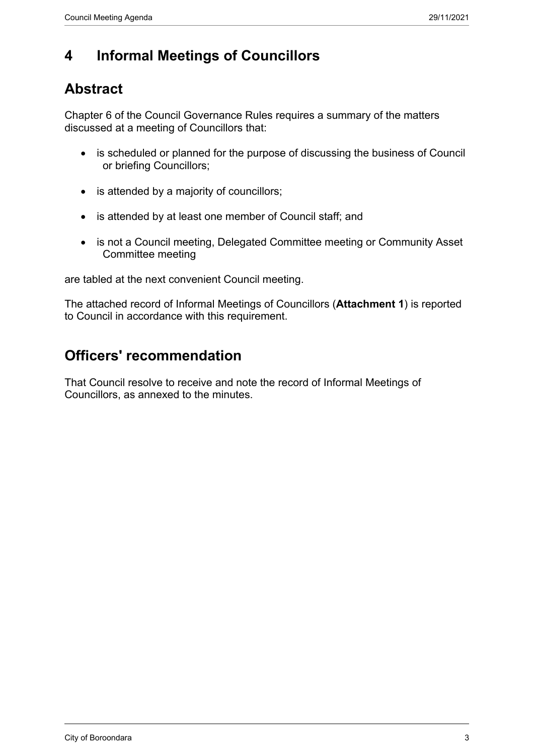# 4 Informal Meetings of Councillors

## Abstract

Chapter 6 of the Council Governance Rules requires a summary of the matters discussed at a meeting of Councillors that:

- is scheduled or planned for the purpose of discussing the business of Council or briefing Councillors;
- is attended by a majority of councillors;
- is attended by at least one member of Council staff; and
- is not a Council meeting, Delegated Committee meeting or Community Asset Committee meeting

are tabled at the next convenient Council meeting.

The attached record of Informal Meetings of Councillors (**Attachment 1**) is reported to Council in accordance with this requirement.

## Officers' recommendation

That Council resolve to receive and note the record of Informal Meetings of Councillors, as annexed to the minutes.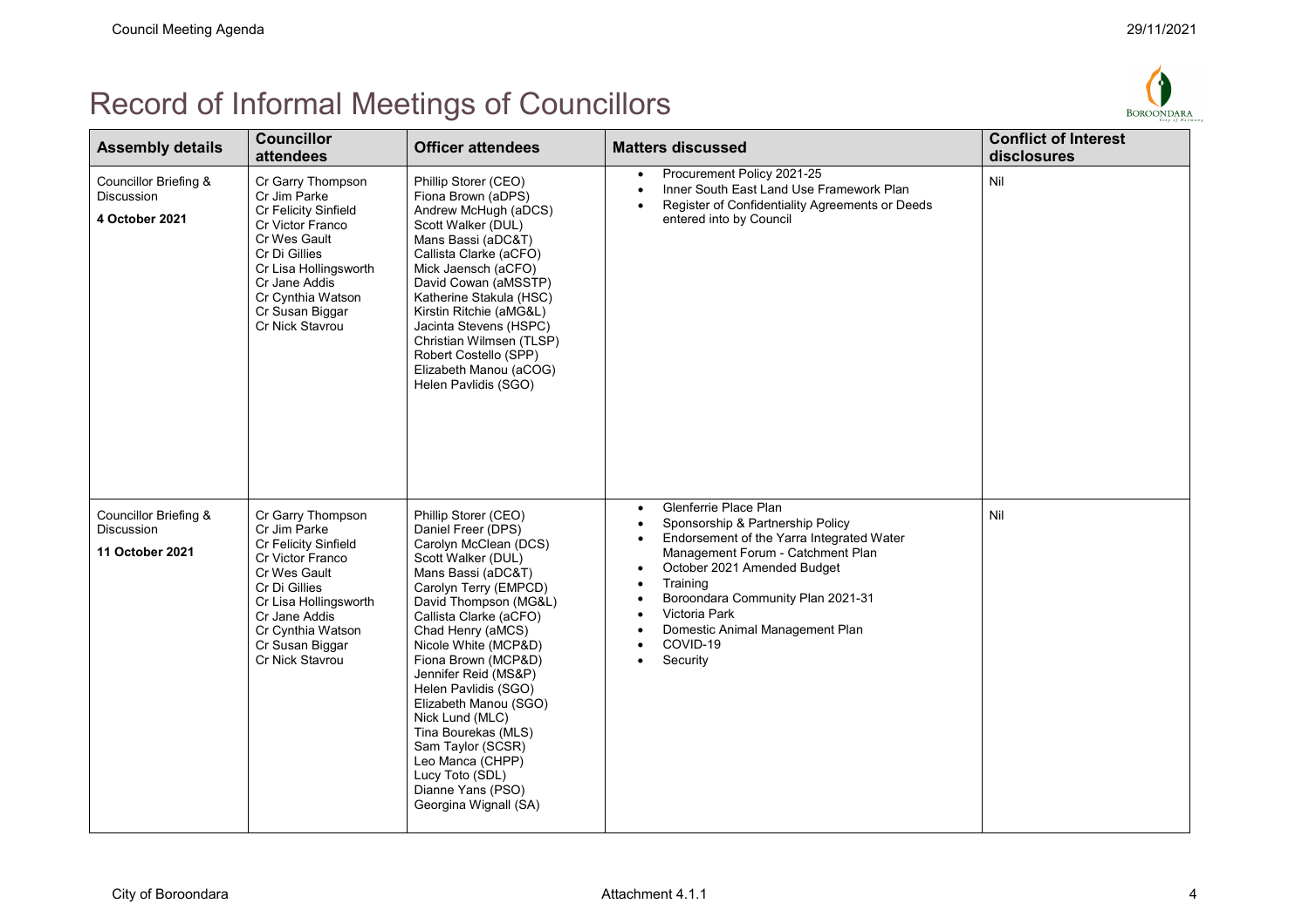# Record of Informal Meetings of Councillors

| Assembly details | Councillor attendees | Officer attendees | Matters discussed | Conflict of Interest disclosures |
|---|---|---|---|---|
| Councillor Briefing & Discussion<br>**4 October 2021** | Cr Garry Thompson<br>Cr Jim Parke<br>Cr Felicity Sinfield<br>Cr Victor Franco<br>Cr Wes Gault<br>Cr Di Gillies<br>Cr Lisa Hollingsworth<br>Cr Jane Addis<br>Cr Cynthia Watson<br>Cr Susan Biggar<br>Cr Nick Stavrou | Phillip Storer (CEO)<br>Fiona Brown (aDPS)<br>Andrew McHugh (aDCS)<br>Scott Walker (DUL)<br>Mans Bassi (aDC&T)<br>Callista Clarke (aCFO)<br>Mick Jaensch (aCFO)<br>David Cowan (aMSSTP)<br>Katherine Stakula (HSC)<br>Kirstin Ritchie (aMG&L)<br>Jacinta Stevens (HSPC)<br>Christian Wilmsen (TLSP)<br>Robert Costello (SPP)<br>Elizabeth Manou (aCOG)<br>Helen Pavlidis (SGO) | • Procurement Policy 2021-25<br>• Inner South East Land Use Framework Plan<br>• Register of Confidentiality Agreements or Deeds entered into by Council | Nil |
| Councillor Briefing & Discussion<br>**11 October 2021** | Cr Garry Thompson<br>Cr Jim Parke<br>Cr Felicity Sinfield<br>Cr Victor Franco<br>Cr Wes Gault<br>Cr Di Gillies<br>Cr Lisa Hollingsworth<br>Cr Jane Addis<br>Cr Cynthia Watson<br>Cr Susan Biggar<br>Cr Nick Stavrou | Phillip Storer (CEO)<br>Daniel Freer (DPS)<br>Carolyn McClean (DCS)<br>Scott Walker (DUL)<br>Mans Bassi (aDC&T)<br>Carolyn Terry (EMPCD)<br>David Thompson (MG&L)<br>Callista Clarke (aCFO)<br>Chad Henry (aMCS)<br>Nicole White (MCP&D)<br>Fiona Brown (MCP&D)<br>Jennifer Reid (MS&P)<br>Helen Pavlidis (SGO)<br>Elizabeth Manou (SGO)<br>Nick Lund (MLC)<br>Tina Bourekas (MLS)<br>Sam Taylor (SCSR)<br>Leo Manca (CHPP)<br>Lucy Toto (SDL)<br>Dianne Yans (PSO)<br>Georgina Wignall (SA) | • Glenferrie Place Plan<br>• Sponsorship & Partnership Policy<br>• Endorsement of the Yarra Integrated Water Management Forum - Catchment Plan<br>• October 2021 Amended Budget<br>• Training<br>• Boroondara Community Plan 2021-31<br>• Victoria Park<br>• Domestic Animal Management Plan<br>• COVID-19<br>• Security | Nil |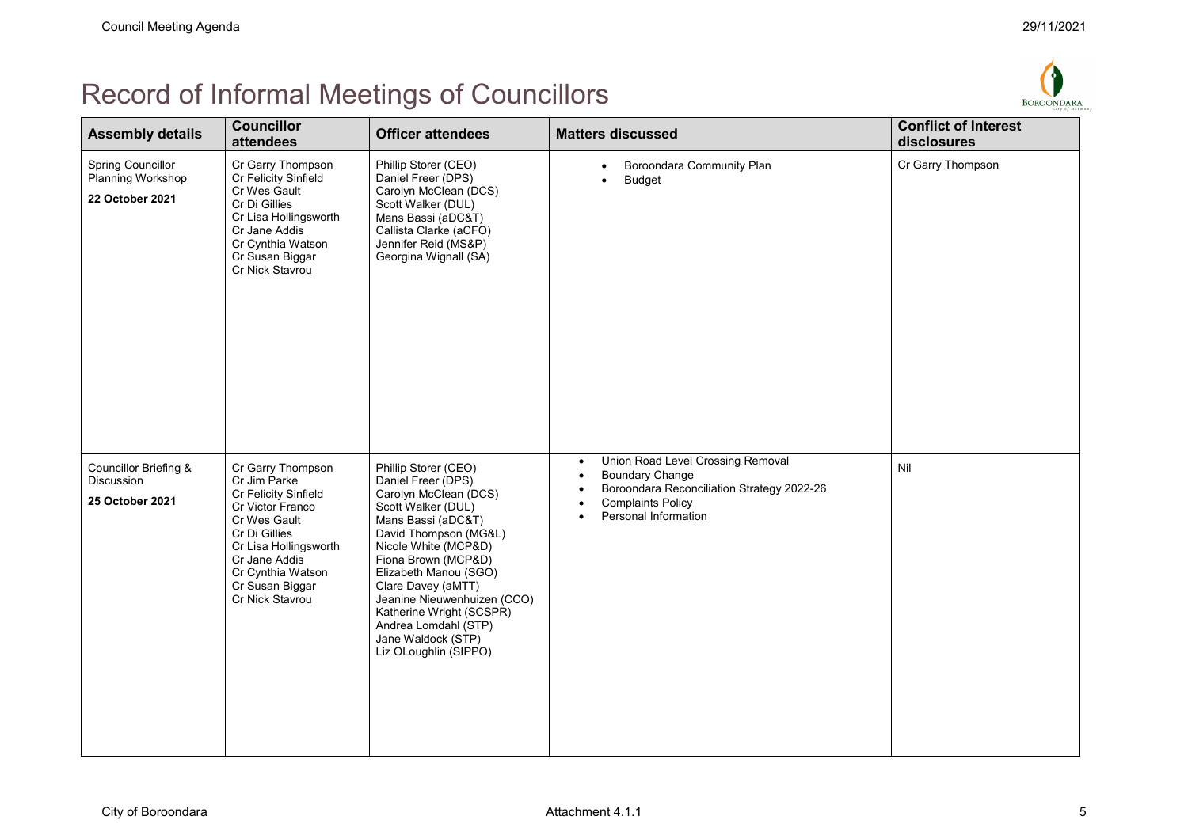# Record of Informal Meetings of Councillors

| Assembly details | Councillor attendees | Officer attendees | Matters discussed | Conflict of Interest disclosures |
|---|---|---|---|---|
| Spring Councillor Planning Workshop<br>**22 October 2021** | Cr Garry Thompson<br>Cr Felicity Sinfield<br>Cr Wes Gault<br>Cr Di Gillies<br>Cr Lisa Hollingsworth<br>Cr Jane Addis<br>Cr Cynthia Watson<br>Cr Susan Biggar<br>Cr Nick Stavrou | Phillip Storer (CEO)<br>Daniel Freer (DPS)<br>Carolyn McClean (DCS)<br>Scott Walker (DUL)<br>Mans Bassi (aDC&T)<br>Callista Clarke (aCFO)<br>Jennifer Reid (MS&P)<br>Georgina Wignall (SA) | • Boroondara Community Plan<br>• Budget | Cr Garry Thompson |
| Councillor Briefing & Discussion<br>**25 October 2021** | Cr Garry Thompson<br>Cr Jim Parke<br>Cr Felicity Sinfield<br>Cr Victor Franco<br>Cr Wes Gault<br>Cr Di Gillies<br>Cr Lisa Hollingsworth<br>Cr Jane Addis<br>Cr Cynthia Watson<br>Cr Susan Biggar<br>Cr Nick Stavrou | Phillip Storer (CEO)<br>Daniel Freer (DPS)<br>Carolyn McClean (DCS)<br>Scott Walker (DUL)<br>Mans Bassi (aDC&T)<br>David Thompson (MG&L)<br>Nicole White (MCP&D)<br>Fiona Brown (MCP&D)<br>Elizabeth Manou (SGO)<br>Clare Davey (aMTT)<br>Jeanine Nieuwenhuizen (CCO)<br>Katherine Wright (SCSPR)<br>Andrea Lomdahl (STP)<br>Jane Waldock (STP)<br>Liz OLoughlin (SIPPO) | • Union Road Level Crossing Removal<br>• Boundary Change<br>• Boroondara Reconciliation Strategy 2022-26<br>• Complaints Policy<br>• Personal Information | Nil |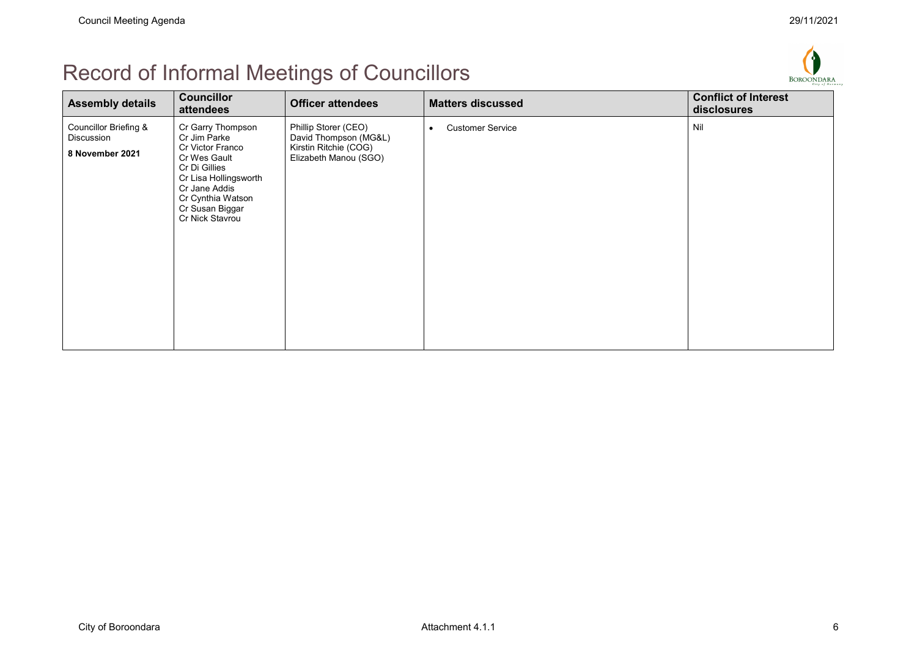# Record of Informal Meetings of Councillors

| Assembly details | Councillor attendees | Officer attendees | Matters discussed | Conflict of Interest disclosures |
| --- | --- | --- | --- | --- |
| Councillor Briefing & Discussion<br>**8 November 2021** | Cr Garry Thompson<br>Cr Jim Parke<br>Cr Victor Franco<br>Cr Wes Gault<br>Cr Di Gillies<br>Cr Lisa Hollingsworth<br>Cr Jane Addis<br>Cr Cynthia Watson<br>Cr Susan Biggar<br>Cr Nick Stavrou | Phillip Storer (CEO)<br>David Thompson (MG&L)<br>Kirstin Ritchie (COG)<br>Elizabeth Manou (SGO) | • Customer Service | Nil |